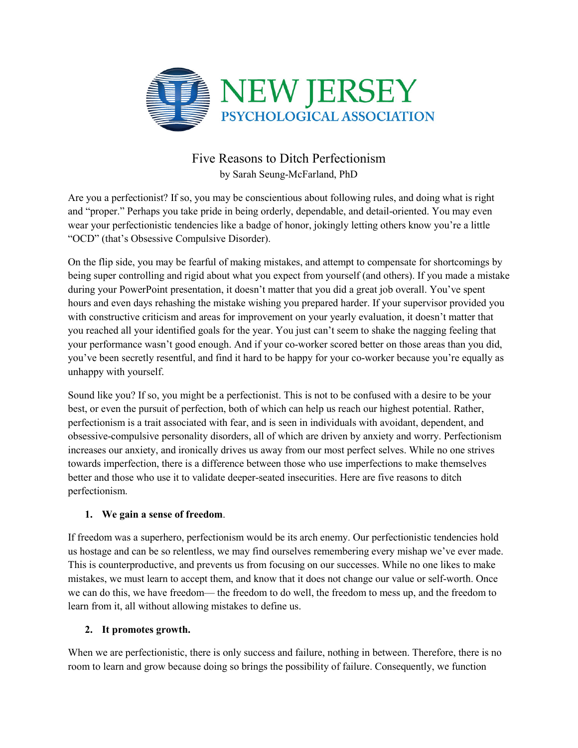NEW JERSEY
PSYCHOLOGICAL ASSOCIATION

# Five Reasons to Ditch Perfectionism

by Sarah Seung-McFarland, PhD

Are you a perfectionist? If so, you may be conscientious about following rules, and doing what is right and "proper." Perhaps you take pride in being orderly, dependable, and detail-oriented. You may even wear your perfectionistic tendencies like a badge of honor, jokingly letting others know you're a little "OCD" (that's Obsessive Compulsive Disorder).

On the flip side, you may be fearful of making mistakes, and attempt to compensate for shortcomings by being super controlling and rigid about what you expect from yourself (and others). If you made a mistake during your PowerPoint presentation, it doesn't matter that you did a great job overall. You've spent hours and even days rehashing the mistake wishing you prepared harder. If your supervisor provided you with constructive criticism and areas for improvement on your yearly evaluation, it doesn't matter that you reached all your identified goals for the year. You just can't seem to shake the nagging feeling that your performance wasn't good enough. And if your co-worker scored better on those areas than you did, you've been secretly resentful, and find it hard to be happy for your co-worker because you're equally as unhappy with yourself.

Sound like you? If so, you might be a perfectionist. This is not to be confused with a desire to be your best, or even the pursuit of perfection, both of which can help us reach our highest potential. Rather, perfectionism is a trait associated with fear, and is seen in individuals with avoidant, dependent, and obsessive-compulsive personality disorders, all of which are driven by anxiety and worry. Perfectionism increases our anxiety, and ironically drives us away from our most perfect selves. While no one strives towards imperfection, there is a difference between those who use imperfections to make themselves better and those who use it to validate deeper-seated insecurities. Here are five reasons to ditch perfectionism.

1. **We gain a sense of freedom**.

If freedom was a superhero, perfectionism would be its arch enemy. Our perfectionistic tendencies hold us hostage and can be so relentless, we may find ourselves remembering every mishap we've ever made. This is counterproductive, and prevents us from focusing on our successes. While no one likes to make mistakes, we must learn to accept them, and know that it does not change our value or self-worth. Once we can do this, we have freedom— the freedom to do well, the freedom to mess up, and the freedom to learn from it, all without allowing mistakes to define us.

2. **It promotes growth.**

When we are perfectionistic, there is only success and failure, nothing in between. Therefore, there is no room to learn and grow because doing so brings the possibility of failure. Consequently, we function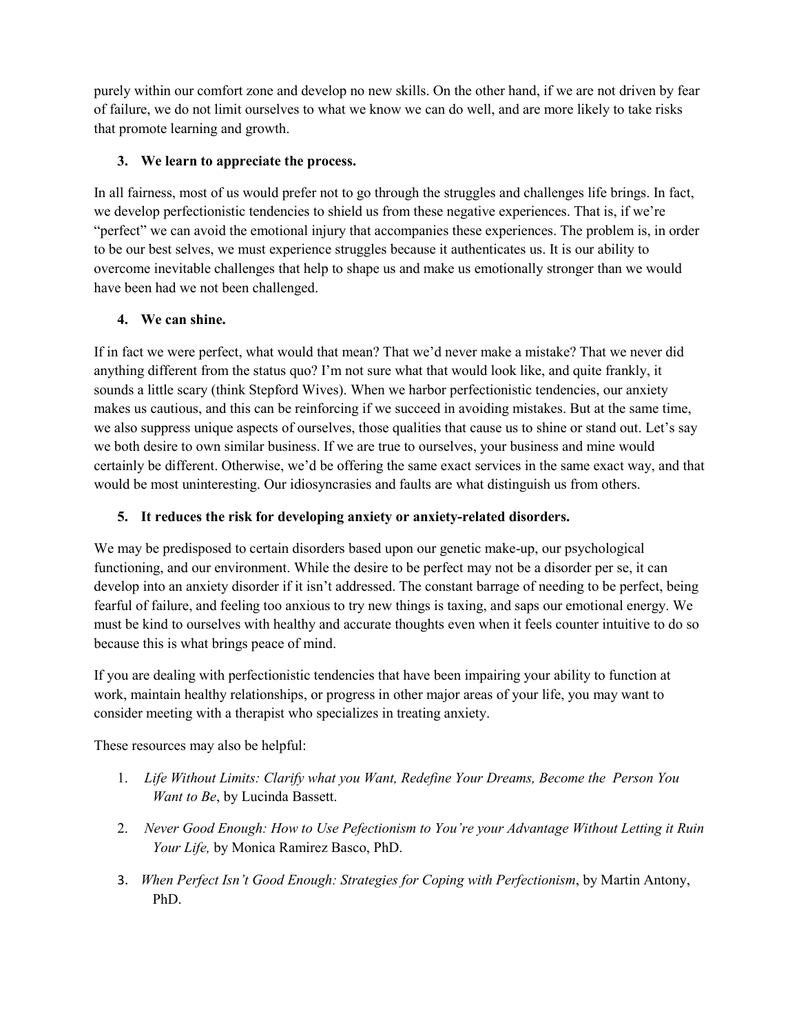purely within our comfort zone and develop no new skills. On the other hand, if we are not driven by fear of failure, we do not limit ourselves to what we know we can do well, and are more likely to take risks that promote learning and growth.

3. **We learn to appreciate the process.**

In all fairness, most of us would prefer not to go through the struggles and challenges life brings. In fact, we develop perfectionistic tendencies to shield us from these negative experiences. That is, if we're "perfect" we can avoid the emotional injury that accompanies these experiences. The problem is, in order to be our best selves, we must experience struggles because it authenticates us. It is our ability to overcome inevitable challenges that help to shape us and make us emotionally stronger than we would have been had we not been challenged.

4. **We can shine.**

If in fact we were perfect, what would that mean? That we'd never make a mistake? That we never did anything different from the status quo? I'm not sure what that would look like, and quite frankly, it sounds a little scary (think Stepford Wives). When we harbor perfectionistic tendencies, our anxiety makes us cautious, and this can be reinforcing if we succeed in avoiding mistakes. But at the same time, we also suppress unique aspects of ourselves, those qualities that cause us to shine or stand out. Let's say we both desire to own similar business. If we are true to ourselves, your business and mine would certainly be different. Otherwise, we'd be offering the same exact services in the same exact way, and that would be most uninteresting. Our idiosyncrasies and faults are what distinguish us from others.

5. **It reduces the risk for developing anxiety or anxiety-related disorders.**

We may be predisposed to certain disorders based upon our genetic make-up, our psychological functioning, and our environment. While the desire to be perfect may not be a disorder per se, it can develop into an anxiety disorder if it isn't addressed. The constant barrage of needing to be perfect, being fearful of failure, and feeling too anxious to try new things is taxing, and saps our emotional energy. We must be kind to ourselves with healthy and accurate thoughts even when it feels counter intuitive to do so because this is what brings peace of mind.

If you are dealing with perfectionistic tendencies that have been impairing your ability to function at work, maintain healthy relationships, or progress in other major areas of your life, you may want to consider meeting with a therapist who specializes in treating anxiety.

These resources may also be helpful:

1. *Life Without Limits: Clarify what you Want, Redefine Your Dreams, Become the Person You Want to Be*, by Lucinda Bassett.
2. *Never Good Enough: How to Use Pefectionism to You're your Advantage Without Letting it Ruin Your Life,* by Monica Ramirez Basco, PhD.
3. *When Perfect Isn't Good Enough: Strategies for Coping with Perfectionism*, by Martin Antony, PhD.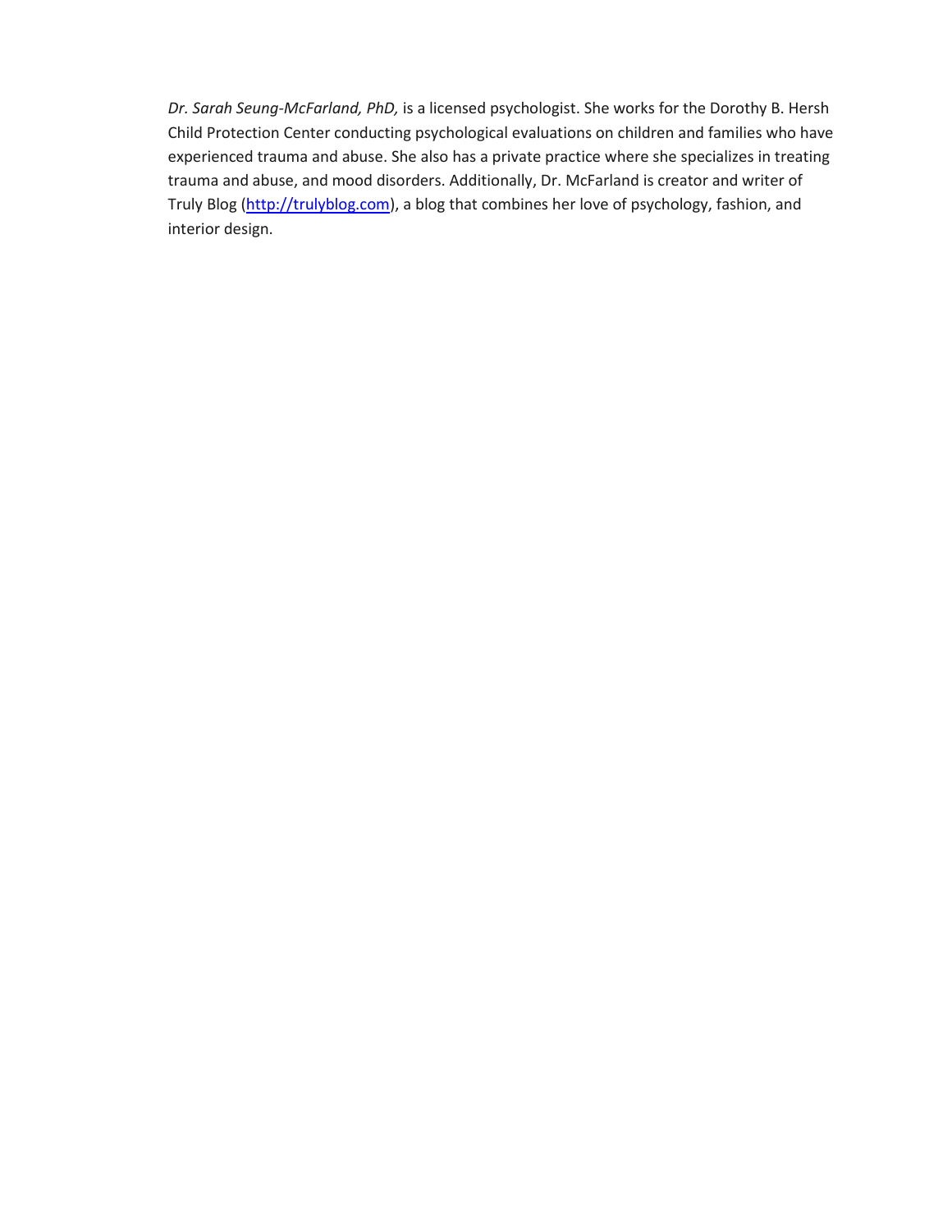*Dr. Sarah Seung-McFarland, PhD,* is a licensed psychologist. She works for the Dorothy B. Hersh Child Protection Center conducting psychological evaluations on children and families who have experienced trauma and abuse. She also has a private practice where she specializes in treating trauma and abuse, and mood disorders. Additionally, Dr. McFarland is creator and writer of Truly Blog ([http://trulyblog.com](http://trulyblog.com)), a blog that combines her love of psychology, fashion, and interior design.